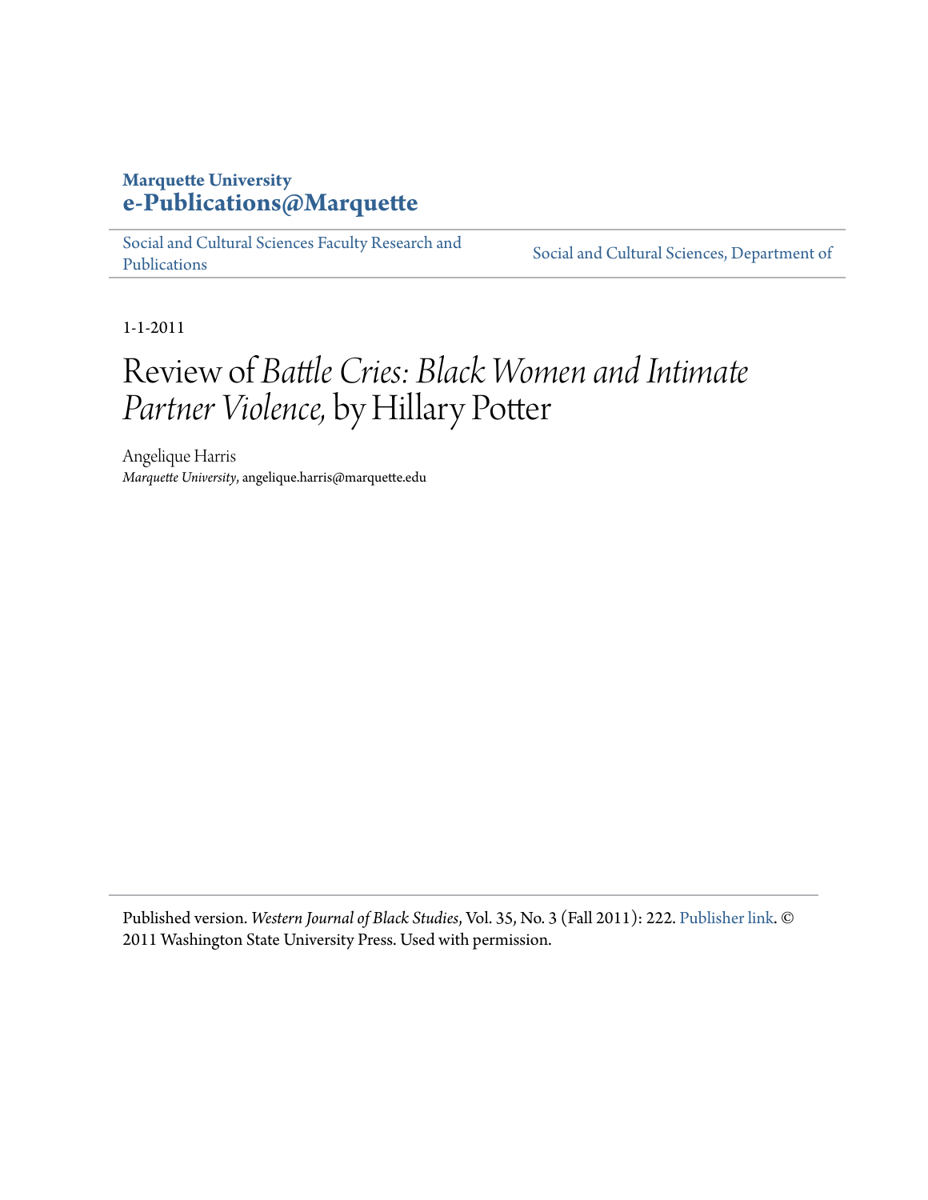**Marquette University**
**e-Publications@Marquette**

Social and Cultural Sciences Faculty Research and Publications | Social and Cultural Sciences, Department of

1-1-2011

# Review of *Battle Cries: Black Women and Intimate Partner Violence,* by Hillary Potter

Angelique Harris
*Marquette University*, angelique.harris@marquette.edu

Published version. *Western Journal of Black Studies*, Vol. 35, No. 3 (Fall 2011): 222. Publisher link. © 2011 Washington State University Press. Used with permission.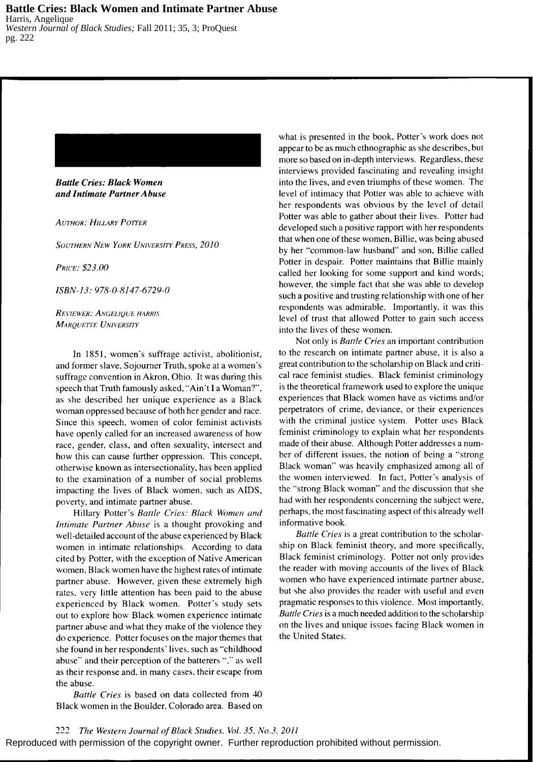# Battle Cries: Black Women and Intimate Partner Abuse

Harris, Angelique
*Western Journal of Black Studies;* Fall 2011; 35, 3; ProQuest
pg. 222

***Battle Cries: Black Women and Intimate Partner Abuse***

*Author: Hillary Potter*

*Southern New York University Press, 2010*

*Price: $23.00*

*ISBN-13: 978-0-8147-6729-0*

*Reviewer: Angelique Harris*
*Marquette University*

In 1851, women's suffrage activist, abolitionist, and former slave, Sojourner Truth, spoke at a women's suffrage convention in Akron, Ohio. It was during this speech that Truth famously asked, "Ain't I a Woman?", as she described her unique experience as a Black woman oppressed because of both her gender and race. Since this speech, women of color feminist activists have openly called for an increased awareness of how race, gender, class, and often sexuality, intersect and how this can cause further oppression. This concept, otherwise known as intersectionality, has been applied to the examination of a number of social problems impacting the lives of Black women, such as AIDS, poverty, and intimate partner abuse.

Hillary Potter's *Battle Cries: Black Women and Intimate Partner Abuse* is a thought provoking and well-detailed account of the abuse experienced by Black women in intimate relationships. According to data cited by Potter, with the exception of Native American women, Black women have the highest rates of intimate partner abuse. However, given these extremely high rates, very little attention has been paid to the abuse experienced by Black women. Potter's study sets out to explore how Black women experience intimate partner abuse and what they make of the violence they do experience. Potter focuses on the major themes that she found in her respondents' lives, such as "childhood abuse" and their perception of the batterers "," as well as their response and, in many cases, their escape from the abuse.

*Battle Cries* is based on data collected from 40 Black women in the Boulder, Colorado area. Based on what is presented in the book, Potter's work does not appear to be as much ethnographic as she describes, but more so based on in-depth interviews. Regardless, these interviews provided fascinating and revealing insight into the lives, and even triumphs of these women. The level of intimacy that Potter was able to achieve with her respondents was obvious by the level of detail Potter was able to gather about their lives. Potter had developed such a positive rapport with her respondents that when one of these women, Billie, was being abused by her "common-law husband" and son, Billie called Potter in despair. Potter maintains that Billie mainly called her looking for some support and kind words; however, the simple fact that she was able to develop such a positive and trusting relationship with one of her respondents was admirable. Importantly, it was this level of trust that allowed Potter to gain such access into the lives of these women.

Not only is *Battle Cries* an important contribution to the research on intimate partner abuse, it is also a great contribution to the scholarship on Black and critical race feminist studies. Black feminist criminology is the theoretical framework used to explore the unique experiences that Black women have as victims and/or perpetrators of crime, deviance, or their experiences with the criminal justice system. Potter uses Black feminist criminology to explain what her respondents made of their abuse. Although Potter addresses a number of different issues, the notion of being a "strong Black woman" was heavily emphasized among all of the women interviewed. In fact, Potter's analysis of the "strong Black woman" and the discussion that she had with her respondents concerning the subject were, perhaps, the most fascinating aspect of this already well informative book.

*Battle Cries* is a great contribution to the scholarship on Black feminist theory, and more specifically, Black feminist criminology. Potter not only provides the reader with moving accounts of the lives of Black women who have experienced intimate partner abuse, but she also provides the reader with useful and even pragmatic responses to this violence. Most importantly, *Battle Cries* is a much needed addition to the scholarship on the lives and unique issues facing Black women in the United States.

Reproduced with permission of the copyright owner. Further reproduction prohibited without permission.